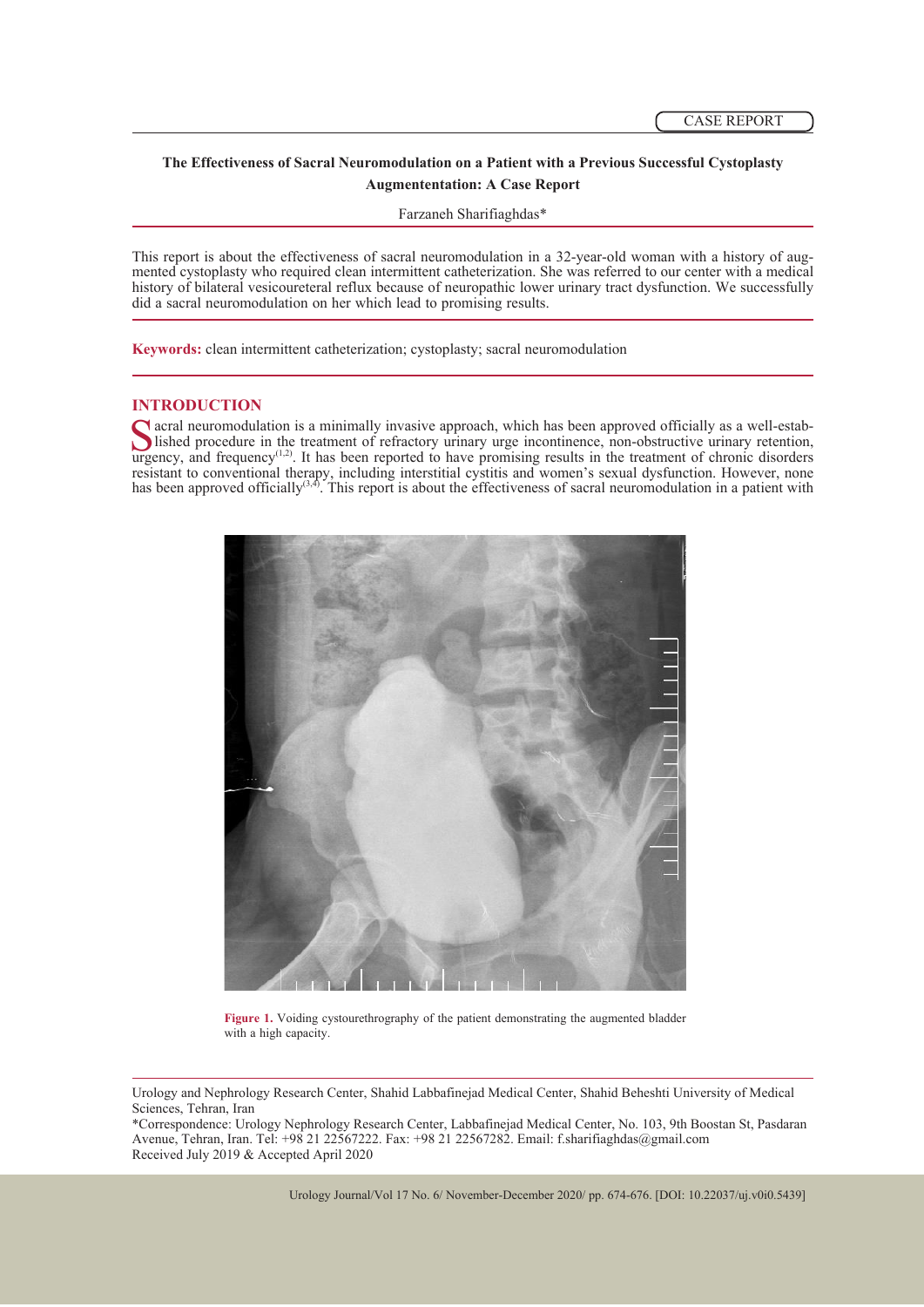CASE REPORT

# The Effectiveness of Sacral Neuromodulation on a Patient with a Previous Successful Cystoplasty Augmententation: A Case Report

Farzaneh Sharifiaghdas*

This report is about the effectiveness of sacral neuromodulation in a 32-year-old woman with a history of augmented cystoplasty who required clean intermittent catheterization. She was referred to our center with a medical history of bilateral vesicoureteral reflux because of neuropathic lower urinary tract dysfunction. We successfully did a sacral neuromodulation on her which lead to promising results.

**Keywords:** clean intermittent catheterization; cystoplasty; sacral neuromodulation

## INTRODUCTION

Sacral neuromodulation is a minimally invasive approach, which has been approved officially as a well-established procedure in the treatment of refractory urinary urge incontinence, non-obstructive urinary retention, urgency, and frequency[1,2]. It has been reported to have promising results in the treatment of chronic disorders resistant to conventional therapy, including interstitial cystitis and women's sexual dysfunction. However, none has been approved officially[3,4]. This report is about the effectiveness of sacral neuromodulation in a patient with

**Figure 1.** Voiding cystourethrography of the patient demonstrating the augmented bladder with a high capacity.

Urology and Nephrology Research Center, Shahid Labbafinejad Medical Center, Shahid Beheshti University of Medical Sciences, Tehran, Iran

*Correspondence: Urology Nephrology Research Center, Labbafinejad Medical Center, No. 103, 9th Boostan St, Pasdaran Avenue, Tehran, Iran. Tel: +98 21 22567222. Fax: +98 21 22567282. Email: f.sharifiaghdas@gmail.com

Received July 2019 & Accepted April 2020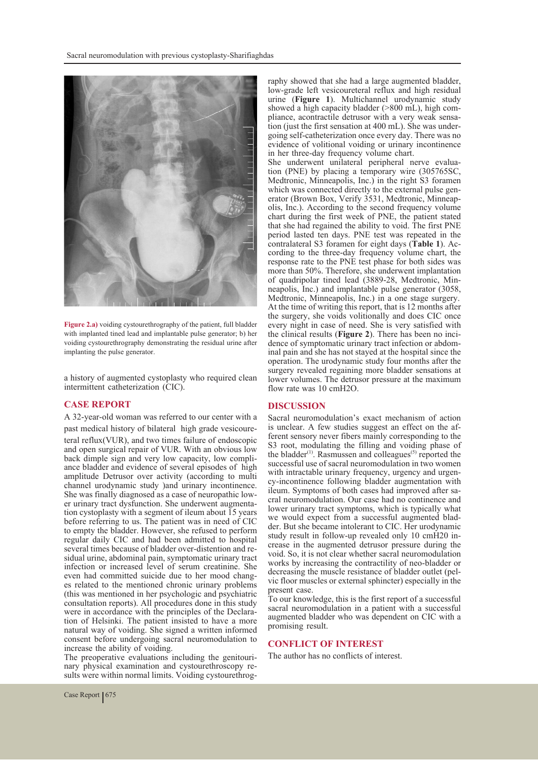**Figure 2.a)** voiding cystourethrography of the patient, full bladder with implanted tined lead and implantable pulse generator; b) her voiding cystourethrography demonstrating the residual urine after implanting the pulse generator.

a history of augmented cystoplasty who required clean intermittent catheterization (CIC).

## CASE REPORT

A 32-year-old woman was referred to our center with a past medical history of bilateral high grade vesicoureteral reflux(VUR), and two times failure of endoscopic and open surgical repair of VUR. With an obvious low back dimple sign and very low capacity, low compliance bladder and evidence of several episodes of high amplitude Detrusor over activity (according to multi channel urodynamic study )and urinary incontinence. She was finally diagnosed as a case of neuropathic lower urinary tract dysfunction. She underwent augmentation cystoplasty with a segment of ileum about 15 years before referring to us. The patient was in need of CIC to empty the bladder. However, she refused to perform regular daily CIC and had been admitted to hospital several times because of bladder over-distention and residual urine, abdominal pain, symptomatic urinary tract infection or increased level of serum creatinine. She even had committed suicide due to her mood changes related to the mentioned chronic urinary problems (this was mentioned in her psychologic and psychiatric consultation reports). All procedures done in this study were in accordance with the principles of the Declaration of Helsinki. The patient insisted to have a more natural way of voiding. She signed a written informed consent before undergoing sacral neuromodulation to increase the ability of voiding.

The preoperative evaluations including the genitourinary physical examination and cystourethroscopy results were within normal limits. Voiding cystourethrography showed that she had a large augmented bladder, low-grade left vesicoureteral reflux and high residual urine (**Figure 1**). Multichannel urodynamic study showed a high capacity bladder (>800 mL), high compliance, acontractile detrusor with a very weak sensation (just the first sensation at 400 mL). She was undergoing self-catheterization once every day. There was no evidence of volitional voiding or urinary incontinence in her three-day frequency volume chart.

She underwent unilateral peripheral nerve evaluation (PNE) by placing a temporary wire (305765SC, Medtronic, Minneapolis, Inc.) in the right S3 foramen which was connected directly to the external pulse generator (Brown Box, Verify 3531, Medtronic, Minneapolis, Inc.). According to the second frequency volume chart during the first week of PNE, the patient stated that she had regained the ability to void. The first PNE period lasted ten days. PNE test was repeated in the contralateral S3 foramen for eight days (**Table 1**). According to the three-day frequency volume chart, the response rate to the PNE test phase for both sides was more than 50%. Therefore, she underwent implantation of quadripolar tined lead (3889-28, Medtronic, Minneapolis, Inc.) and implantable pulse generator (3058, Medtronic, Minneapolis, Inc.) in a one stage surgery. At the time of writing this report, that is 12 months after the surgery, she voids volitionally and does CIC once every night in case of need. She is very satisfied with the clinical results (**Figure 2**). There has been no incidence of symptomatic urinary tract infection or abdominal pain and she has not stayed at the hospital since the operation. The urodynamic study four months after the surgery revealed regaining more bladder sensations at lower volumes. The detrusor pressure at the maximum flow rate was 10 cmH2O.

## DISCUSSION

Sacral neuromodulation's exact mechanism of action is unclear. A few studies suggest an effect on the afferent sensory never fibers mainly corresponding to the S3 root, modulating the filling and voiding phase of the bladder[1]. Rasmussen and colleagues[5] reported the successful use of sacral neuromodulation in two women with intractable urinary frequency, urgency and urgency-incontinence following bladder augmentation with ileum. Symptoms of both cases had improved after sacral neuromodulation. Our case had no continence and lower urinary tract symptoms, which is typically what we would expect from a successful augmented bladder. But she became intolerant to CIC. Her urodynamic study result in follow-up revealed only 10 cmH20 increase in the augmented detrusor pressure during the void. So, it is not clear whether sacral neuromodulation works by increasing the contractility of neo-bladder or decreasing the muscle resistance of bladder outlet (pelvic floor muscles or external sphincter) especially in the present case.

To our knowledge, this is the first report of a successful sacral neuromodulation in a patient with a successful augmented bladder who was dependent on CIC with a promising result.

## CONFLICT OF INTEREST

The author has no conflicts of interest.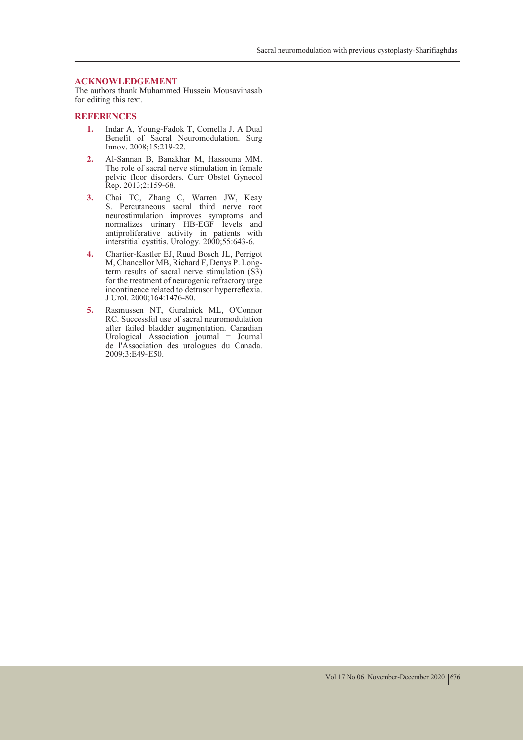## ACKNOWLEDGEMENT

The authors thank Muhammed Hussein Mousavinasab for editing this text.

## REFERENCES

1. Indar A, Young-Fadok T, Cornella J. A Dual Benefit of Sacral Neuromodulation. Surg Innov. 2008;15:219-22.
2. Al-Sannan B, Banakhar M, Hassouna MM. The role of sacral nerve stimulation in female pelvic floor disorders. Curr Obstet Gynecol Rep. 2013;2:159-68.
3. Chai TC, Zhang C, Warren JW, Keay S. Percutaneous sacral third nerve root neurostimulation improves symptoms and normalizes urinary HB-EGF levels and antiproliferative activity in patients with interstitial cystitis. Urology. 2000;55:643-6.
4. Chartier-Kastler EJ, Ruud Bosch JL, Perrigot M, Chancellor MB, Richard F, Denys P. Long-term results of sacral nerve stimulation (S3) for the treatment of neurogenic refractory urge incontinence related to detrusor hyperreflexia. J Urol. 2000;164:1476-80.
5. Rasmussen NT, Guralnick ML, O'Connor RC. Successful use of sacral neuromodulation after failed bladder augmentation. Canadian Urological Association journal = Journal de l'Association des urologues du Canada. 2009;3:E49-E50.